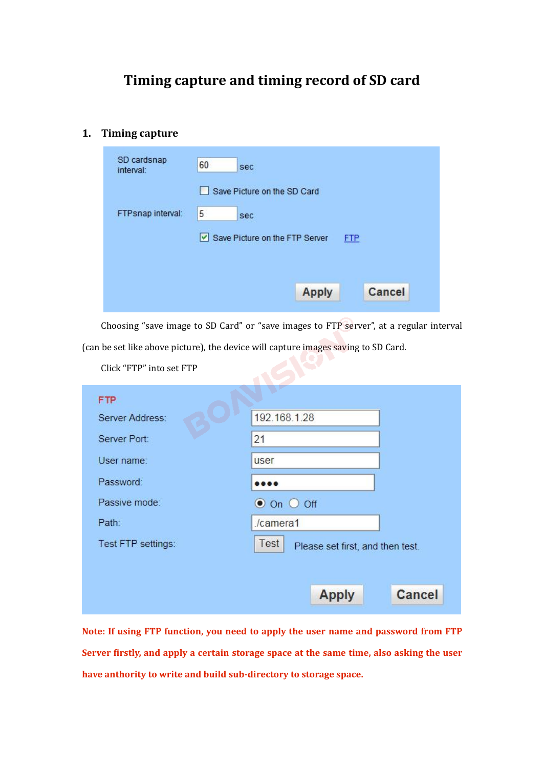# Timing capture and timing record of SD card

## 1. Timing capture

SD cardsnap interval: 60 sec

☐ Save Picture on the SD Card

FTPsnap interval: 5 sec

☑ Save Picture on the FTP Server FTP

Apply Cancel

Choosing “save image to SD Card” or “save images to FTP server”, at a regular interval (can be set like above picture), the device will capture images saving to SD Card.

Click “FTP” into set FTP

**FTP**

| | |
|---|---|
| Server Address: | 192.168.1.28 |
| Server Port: | 21 |
| User name: | user |
| Password: | •••• |
| Passive mode: | ◉ On ○ Off |
| Path: | ./camera1 |
| Test FTP settings: | Test   Please set first, and then test. |

Apply Cancel

**Note: If using FTP function, you need to apply the user name and password from FTP Server firstly, and apply a certain storage space at the same time, also asking the user have anthority to write and build sub-directory to storage space.**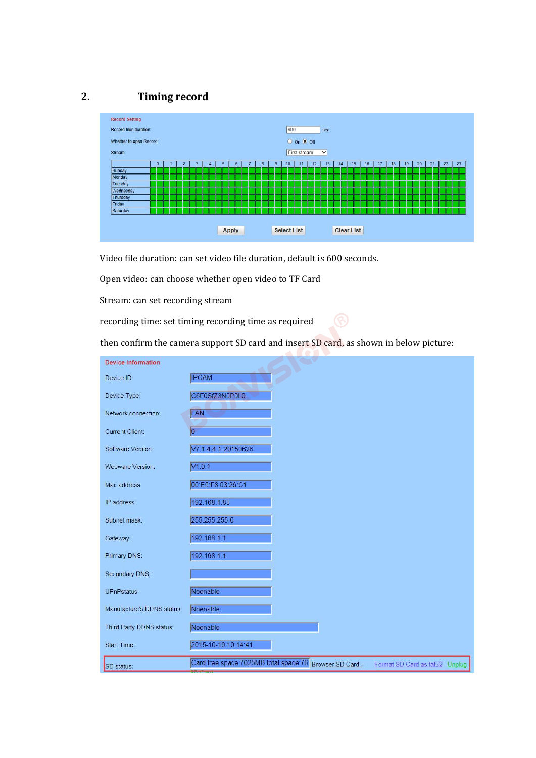## 2. Timing record

Video file duration: can set video file duration, default is 600 seconds.

Open video: can choose whether open video to TF Card

Stream: can set recording stream

recording time: set timing recording time as required

then confirm the camera support SD card and insert SD card, as shown in below picture: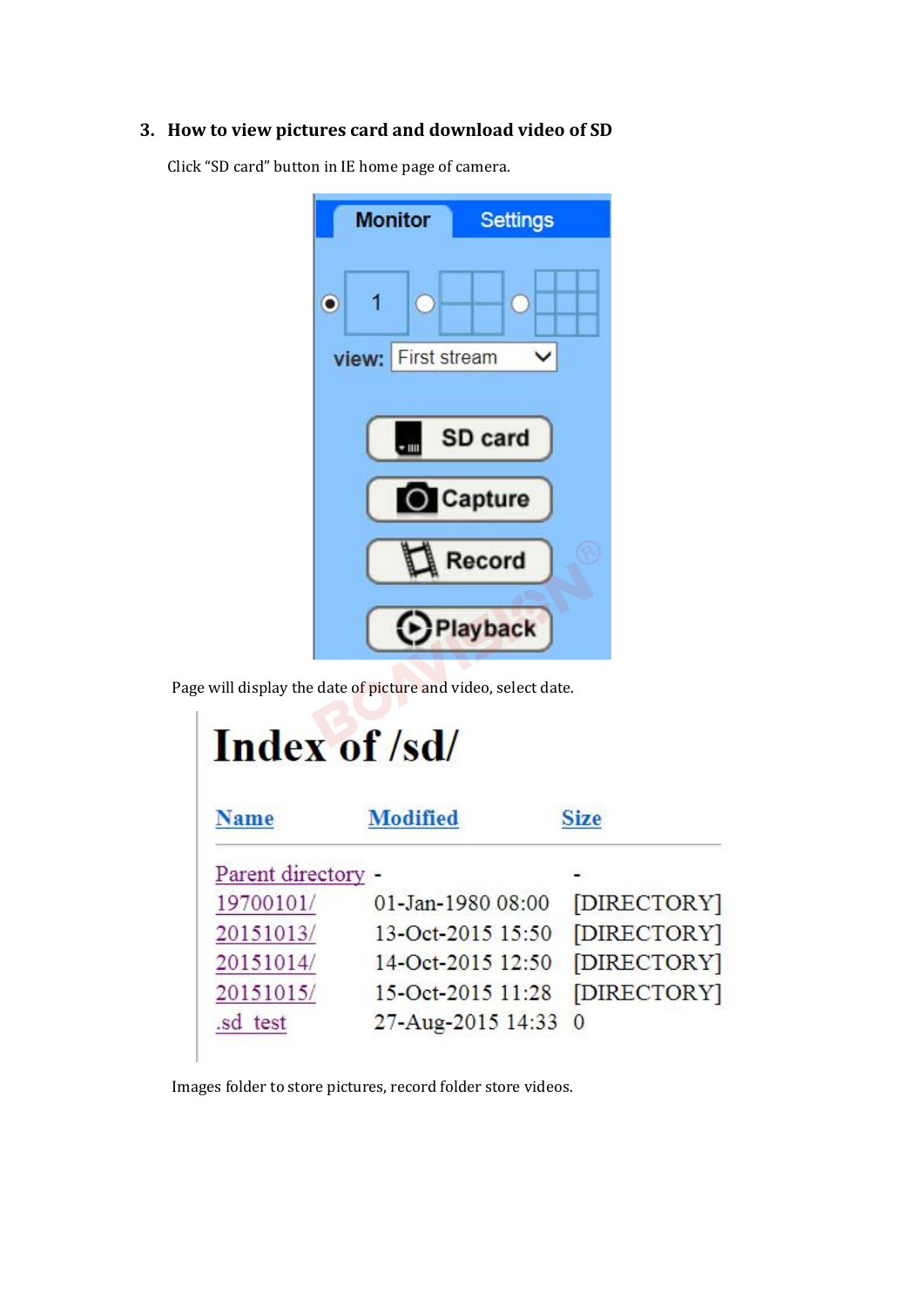### 3. How to view pictures card and download video of SD

Click "SD card" button in IE home page of camera.

Page will display the date of picture and video, select date.

# Index of /sd/

| Name | Modified | Size |
|---|---|---|
| Parent directory | - | - |
| 19700101/ | 01-Jan-1980 08:00 | [DIRECTORY] |
| 20151013/ | 13-Oct-2015 15:50 | [DIRECTORY] |
| 20151014/ | 14-Oct-2015 12:50 | [DIRECTORY] |
| 20151015/ | 15-Oct-2015 11:28 | [DIRECTORY] |
| .sd_test | 27-Aug-2015 14:33 | 0 |

Images folder to store pictures, record folder store videos.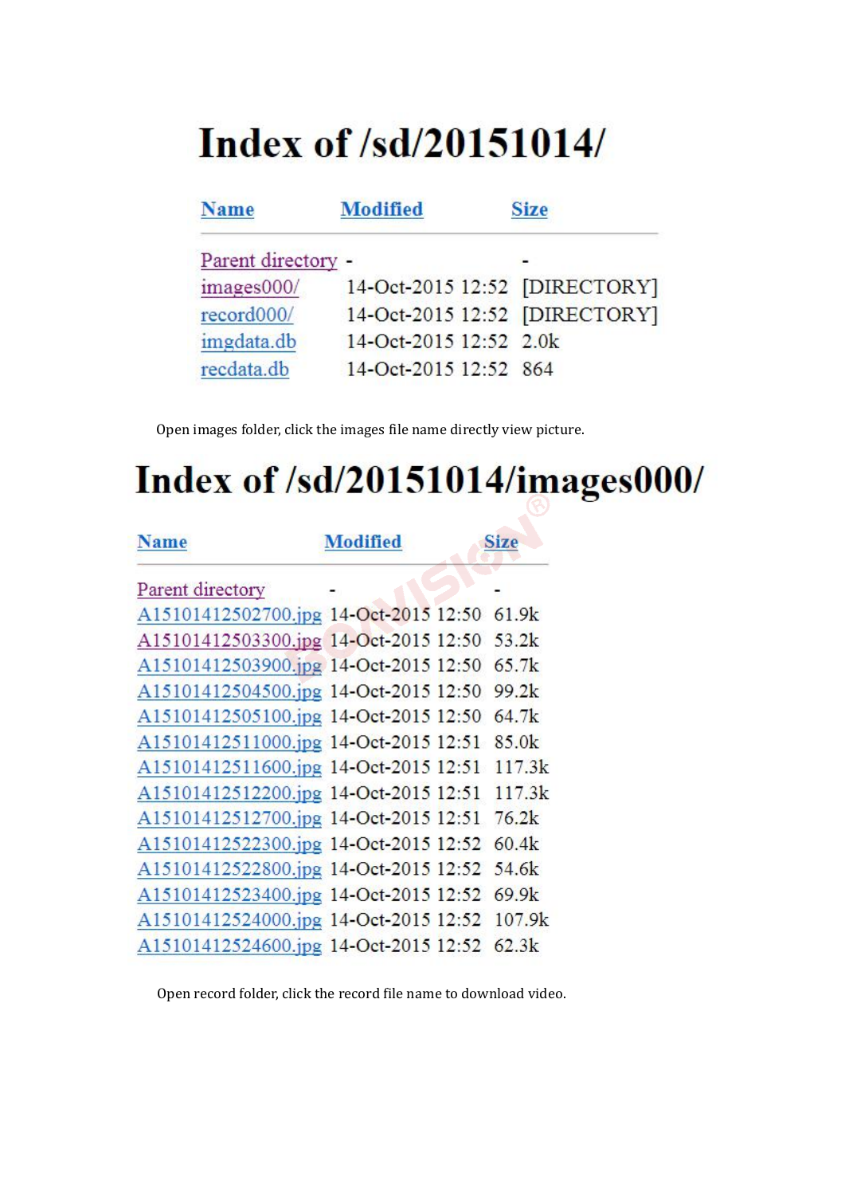# Index of /sd/20151014/

| Name | Modified | Size |
| --- | --- | --- |
| Parent directory | - | - |
| images000/ | 14-Oct-2015 12:52 | [DIRECTORY] |
| record000/ | 14-Oct-2015 12:52 | [DIRECTORY] |
| imgdata.db | 14-Oct-2015 12:52 | 2.0k |
| recdata.db | 14-Oct-2015 12:52 | 864 |

Open images folder, click the images file name directly view picture.

# Index of /sd/20151014/images000/

| Name | Modified | Size |
| --- | --- | --- |
| Parent directory | - | - |
| A15101412502700.jpg | 14-Oct-2015 12:50 | 61.9k |
| A15101412503300.jpg | 14-Oct-2015 12:50 | 53.2k |
| A15101412503900.jpg | 14-Oct-2015 12:50 | 65.7k |
| A15101412504500.jpg | 14-Oct-2015 12:50 | 99.2k |
| A15101412505100.jpg | 14-Oct-2015 12:50 | 64.7k |
| A15101412511000.jpg | 14-Oct-2015 12:51 | 85.0k |
| A15101412511600.jpg | 14-Oct-2015 12:51 | 117.3k |
| A15101412512200.jpg | 14-Oct-2015 12:51 | 117.3k |
| A15101412512700.jpg | 14-Oct-2015 12:51 | 76.2k |
| A15101412522300.jpg | 14-Oct-2015 12:52 | 60.4k |
| A15101412522800.jpg | 14-Oct-2015 12:52 | 54.6k |
| A15101412523400.jpg | 14-Oct-2015 12:52 | 69.9k |
| A15101412524000.jpg | 14-Oct-2015 12:52 | 107.9k |
| A15101412524600.jpg | 14-Oct-2015 12:52 | 62.3k |

Open record folder, click the record file name to download video.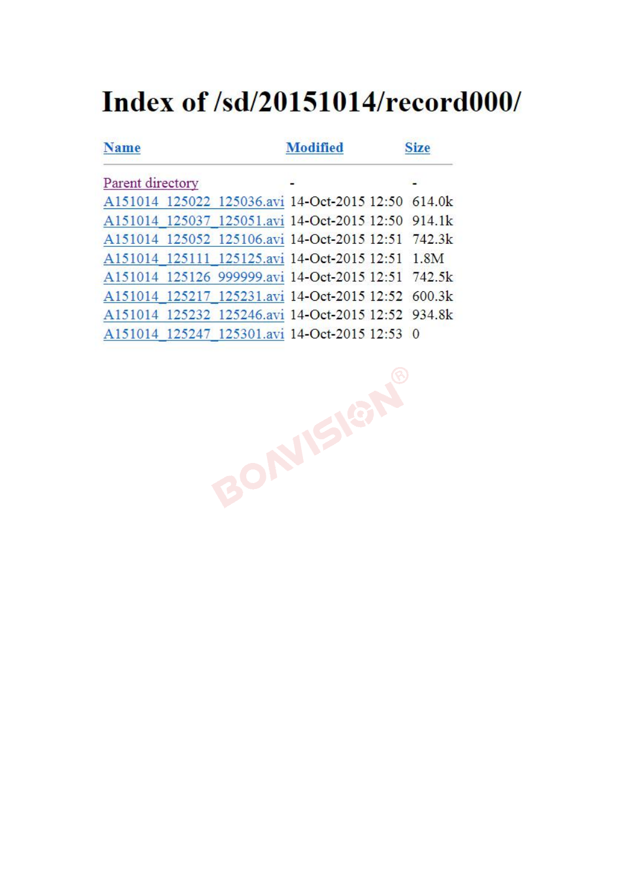# Index of /sd/20151014/record000/

| Name | Modified | Size |
| --- | --- | --- |
| Parent directory | - | - |
| A151014_125022_125036.avi | 14-Oct-2015 12:50 | 614.0k |
| A151014_125037_125051.avi | 14-Oct-2015 12:50 | 914.1k |
| A151014_125052_125106.avi | 14-Oct-2015 12:51 | 742.3k |
| A151014_125111_125125.avi | 14-Oct-2015 12:51 | 1.8M |
| A151014_125126_999999.avi | 14-Oct-2015 12:51 | 742.5k |
| A151014_125217_125231.avi | 14-Oct-2015 12:52 | 600.3k |
| A151014_125232_125246.avi | 14-Oct-2015 12:52 | 934.8k |
| A151014_125247_125301.avi | 14-Oct-2015 12:53 | 0 |